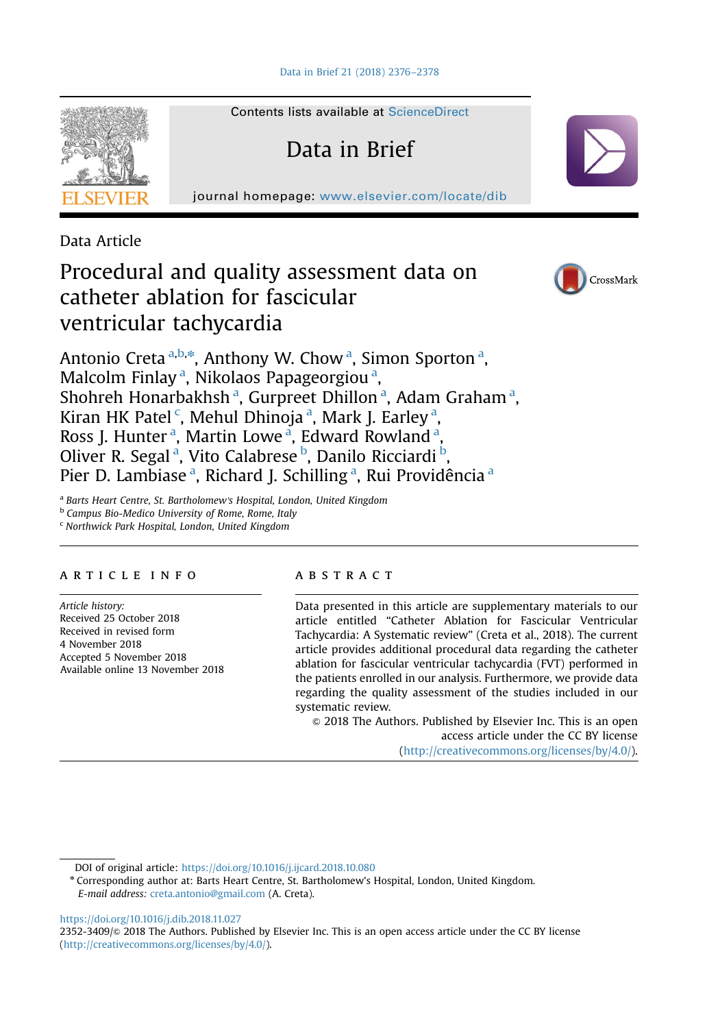Contents lists available at ScienceDirect

Data in Brief

journal homepage: www.elsevier.com/locate/dib

Data Article

# Procedural and quality assessment data on catheter ablation for fascicular ventricular tachycardia

Antonio Creta [a,b,*], Anthony W. Chow [a], Simon Sporton [a], Malcolm Finlay [a], Nikolaos Papageorgiou [a], Shohreh Honarbakhsh [a], Gurpreet Dhillon [a], Adam Graham [a], Kiran HK Patel [c], Mehul Dhinoja [a], Mark J. Earley [a], Ross J. Hunter [a], Martin Lowe [a], Edward Rowland [a], Oliver R. Segal [a], Vito Calabrese [b], Danilo Ricciardi [b], Pier D. Lambiase [a], Richard J. Schilling [a], Rui Providência [a]

[a] Barts Heart Centre, St. Bartholomew's Hospital, London, United Kingdom
[b] Campus Bio-Medico University of Rome, Rome, Italy
[c] Northwick Park Hospital, London, United Kingdom

## ARTICLE INFO

*Article history:*
Received 25 October 2018
Received in revised form
4 November 2018
Accepted 5 November 2018
Available online 13 November 2018

## ABSTRACT

Data presented in this article are supplementary materials to our article entitled "Catheter Ablation for Fascicular Ventricular Tachycardia: A Systematic review" (Creta et al., 2018). The current article provides additional procedural data regarding the catheter ablation for fascicular ventricular tachycardia (FVT) performed in the patients enrolled in our analysis. Furthermore, we provide data regarding the quality assessment of the studies included in our systematic review.

© 2018 The Authors. Published by Elsevier Inc. This is an open access article under the CC BY license (http://creativecommons.org/licenses/by/4.0/).

---

DOI of original article: https://doi.org/10.1016/j.ijcard.2018.10.080

* Corresponding author at: Barts Heart Centre, St. Bartholomew's Hospital, London, United Kingdom.
*E-mail address:* creta.antonio@gmail.com (A. Creta).

https://doi.org/10.1016/j.dib.2018.11.027
2352-3409/© 2018 The Authors. Published by Elsevier Inc. This is an open access article under the CC BY license (http://creativecommons.org/licenses/by/4.0/).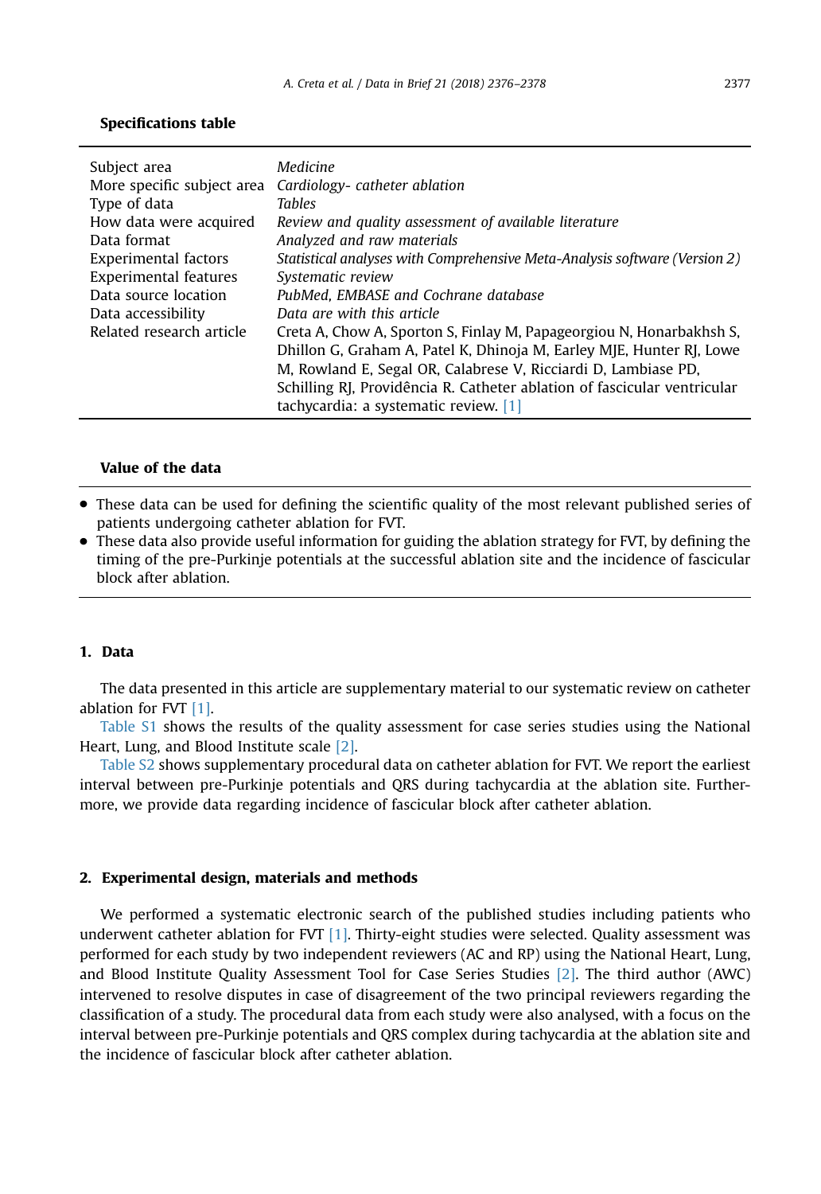**Specifications table**

| | |
|---|---|
| Subject area | *Medicine* |
| More specific subject area | *Cardiology- catheter ablation* |
| Type of data | *Tables* |
| How data were acquired | *Review and quality assessment of available literature* |
| Data format | *Analyzed and raw materials* |
| Experimental factors | *Statistical analyses with Comprehensive Meta-Analysis software (Version 2)* |
| Experimental features | *Systematic review* |
| Data source location | *PubMed, EMBASE and Cochrane database* |
| Data accessibility | *Data are with this article* |
| Related research article | Creta A, Chow A, Sporton S, Finlay M, Papageorgiou N, Honarbakhsh S, Dhillon G, Graham A, Patel K, Dhinoja M, Earley MJE, Hunter RJ, Lowe M, Rowland E, Segal OR, Calabrese V, Ricciardi D, Lambiase PD, Schilling RJ, Providência R. Catheter ablation of fascicular ventricular tachycardia: a systematic review. [1] |

**Value of the data**

- These data can be used for defining the scientific quality of the most relevant published series of patients undergoing catheter ablation for FVT.
- These data also provide useful information for guiding the ablation strategy for FVT, by defining the timing of the pre-Purkinje potentials at the successful ablation site and the incidence of fascicular block after ablation.

## 1. Data

The data presented in this article are supplementary material to our systematic review on catheter ablation for FVT [1].

Table S1 shows the results of the quality assessment for case series studies using the National Heart, Lung, and Blood Institute scale [2].

Table S2 shows supplementary procedural data on catheter ablation for FVT. We report the earliest interval between pre-Purkinje potentials and QRS during tachycardia at the ablation site. Furthermore, we provide data regarding incidence of fascicular block after catheter ablation.

## 2. Experimental design, materials and methods

We performed a systematic electronic search of the published studies including patients who underwent catheter ablation for FVT [1]. Thirty-eight studies were selected. Quality assessment was performed for each study by two independent reviewers (AC and RP) using the National Heart, Lung, and Blood Institute Quality Assessment Tool for Case Series Studies [2]. The third author (AWC) intervened to resolve disputes in case of disagreement of the two principal reviewers regarding the classification of a study. The procedural data from each study were also analysed, with a focus on the interval between pre-Purkinje potentials and QRS complex during tachycardia at the ablation site and the incidence of fascicular block after catheter ablation.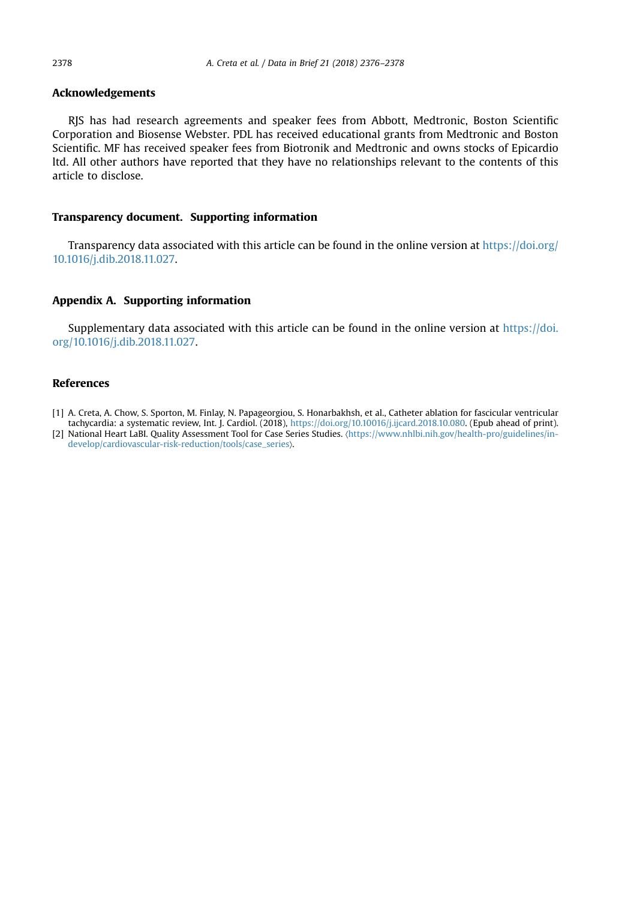## Acknowledgements

RJS has had research agreements and speaker fees from Abbott, Medtronic, Boston Scientific Corporation and Biosense Webster. PDL has received educational grants from Medtronic and Boston Scientific. MF has received speaker fees from Biotronik and Medtronic and owns stocks of Epicardio ltd. All other authors have reported that they have no relationships relevant to the contents of this article to disclose.

## Transparency document. Supporting information

Transparency data associated with this article can be found in the online version at https://doi.org/10.1016/j.dib.2018.11.027.

## Appendix A. Supporting information

Supplementary data associated with this article can be found in the online version at https://doi.org/10.1016/j.dib.2018.11.027.

## References

[1] A. Creta, A. Chow, S. Sporton, M. Finlay, N. Papageorgiou, S. Honarbakhsh, et al., Catheter ablation for fascicular ventricular tachycardia: a systematic review, Int. J. Cardiol. (2018), https://doi.org/10.10016/j.ijcard.2018.10.080. (Epub ahead of print).

[2] National Heart LaBI. Quality Assessment Tool for Case Series Studies. ⟨https://www.nhlbi.nih.gov/health-pro/guidelines/in-develop/cardiovascular-risk-reduction/tools/case_series⟩.